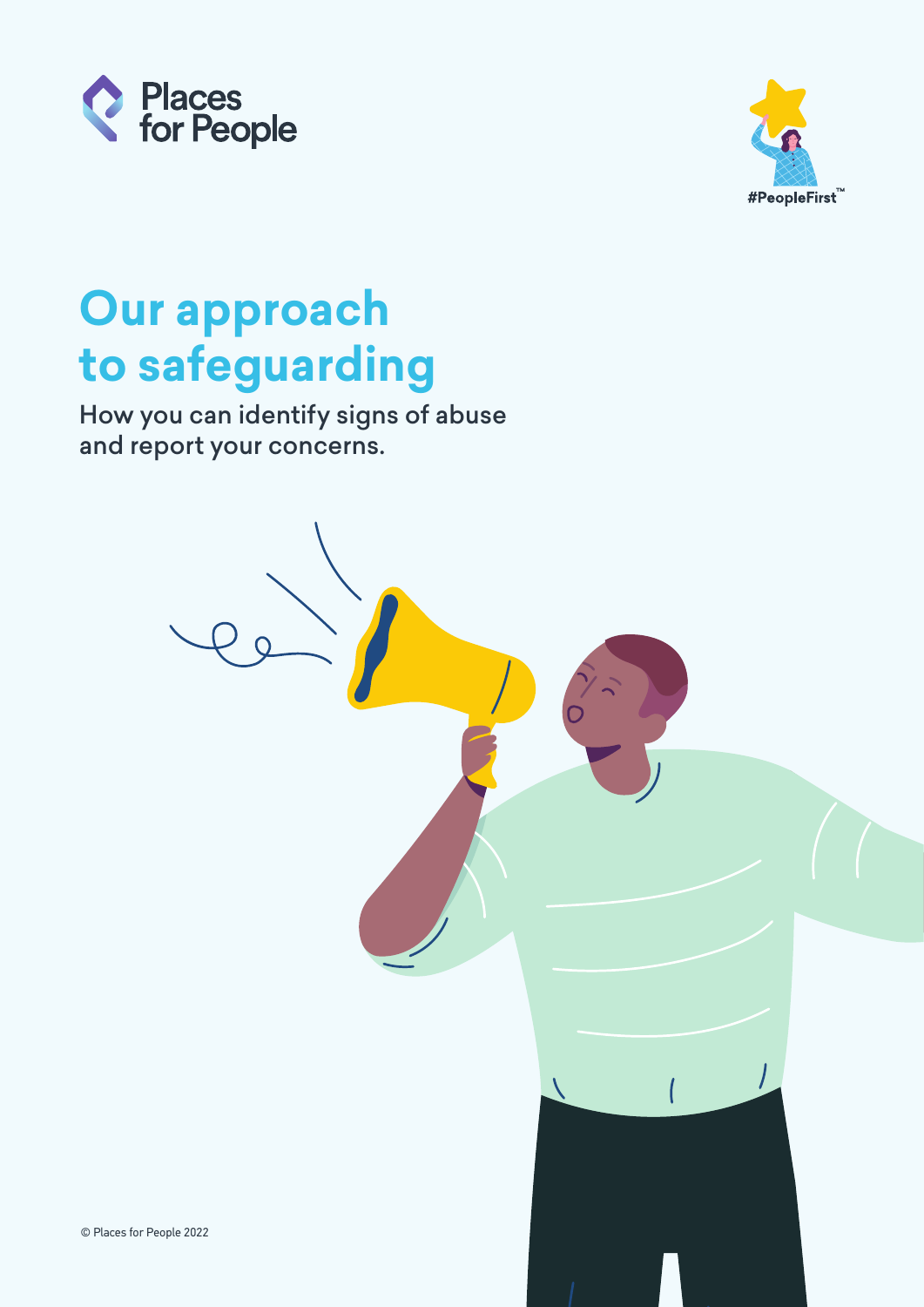Places for People

#PeopleFirst™

# Our approach to safeguarding

How you can identify signs of abuse and report your concerns.

© Places for People 2022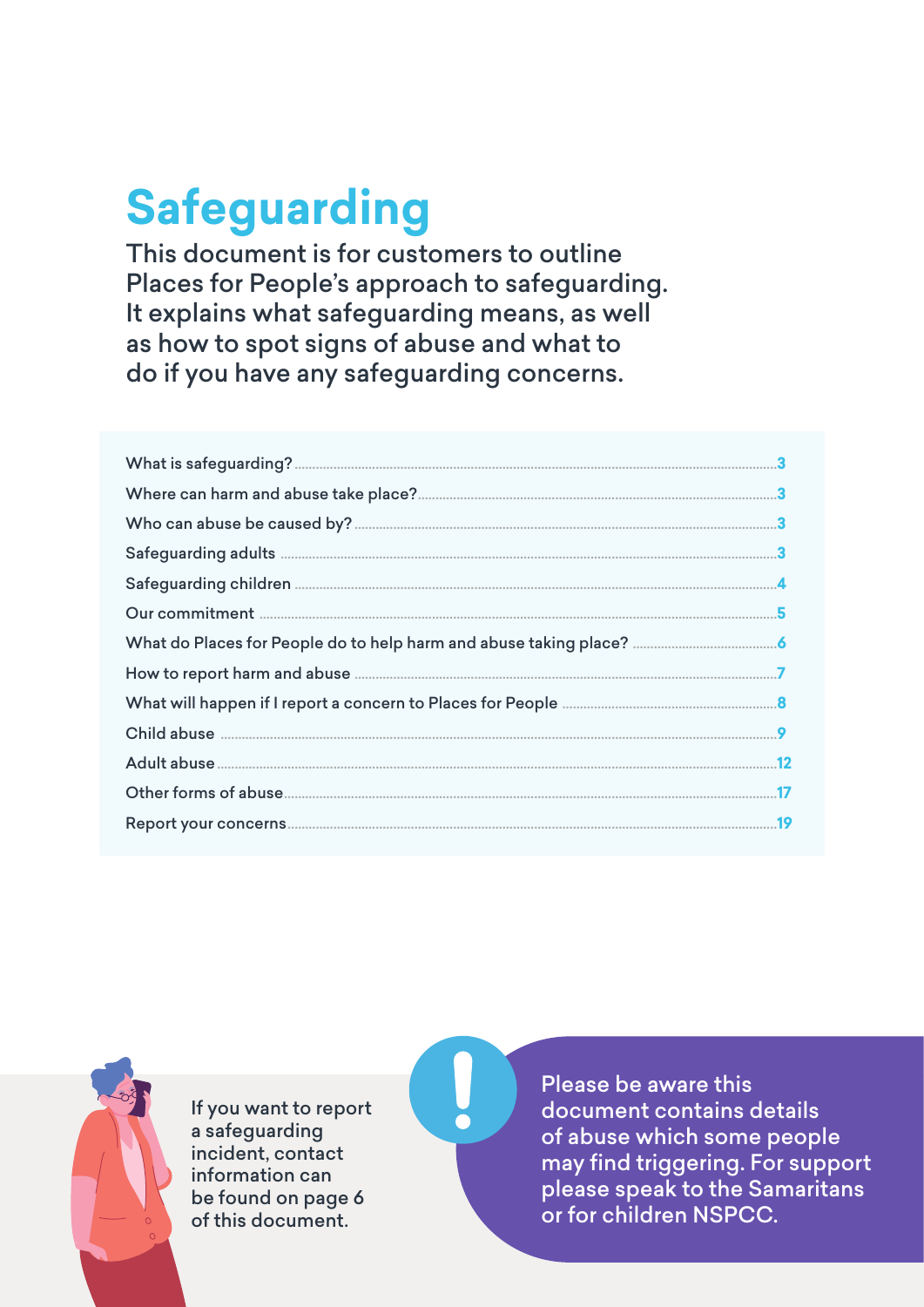# Safeguarding

This document is for customers to outline Places for People's approach to safeguarding. It explains what safeguarding means, as well as how to spot signs of abuse and what to do if you have any safeguarding concerns.

| | |
|---|---|
| What is safeguarding? | 3 |
| Where can harm and abuse take place? | 3 |
| Who can abuse be caused by? | 3 |
| Safeguarding adults | 3 |
| Safeguarding children | 4 |
| Our commitment | 5 |
| What do Places for People do to help harm and abuse taking place? | 6 |
| How to report harm and abuse | 7 |
| What will happen if I report a concern to Places for People | 8 |
| Child abuse | 9 |
| Adult abuse | 12 |
| Other forms of abuse | 17 |
| Report your concerns | 19 |

If you want to report a safeguarding incident, contact information can be found on page 6 of this document.

Please be aware this document contains details of abuse which some people may find triggering. For support please speak to the Samaritans or for children NSPCC.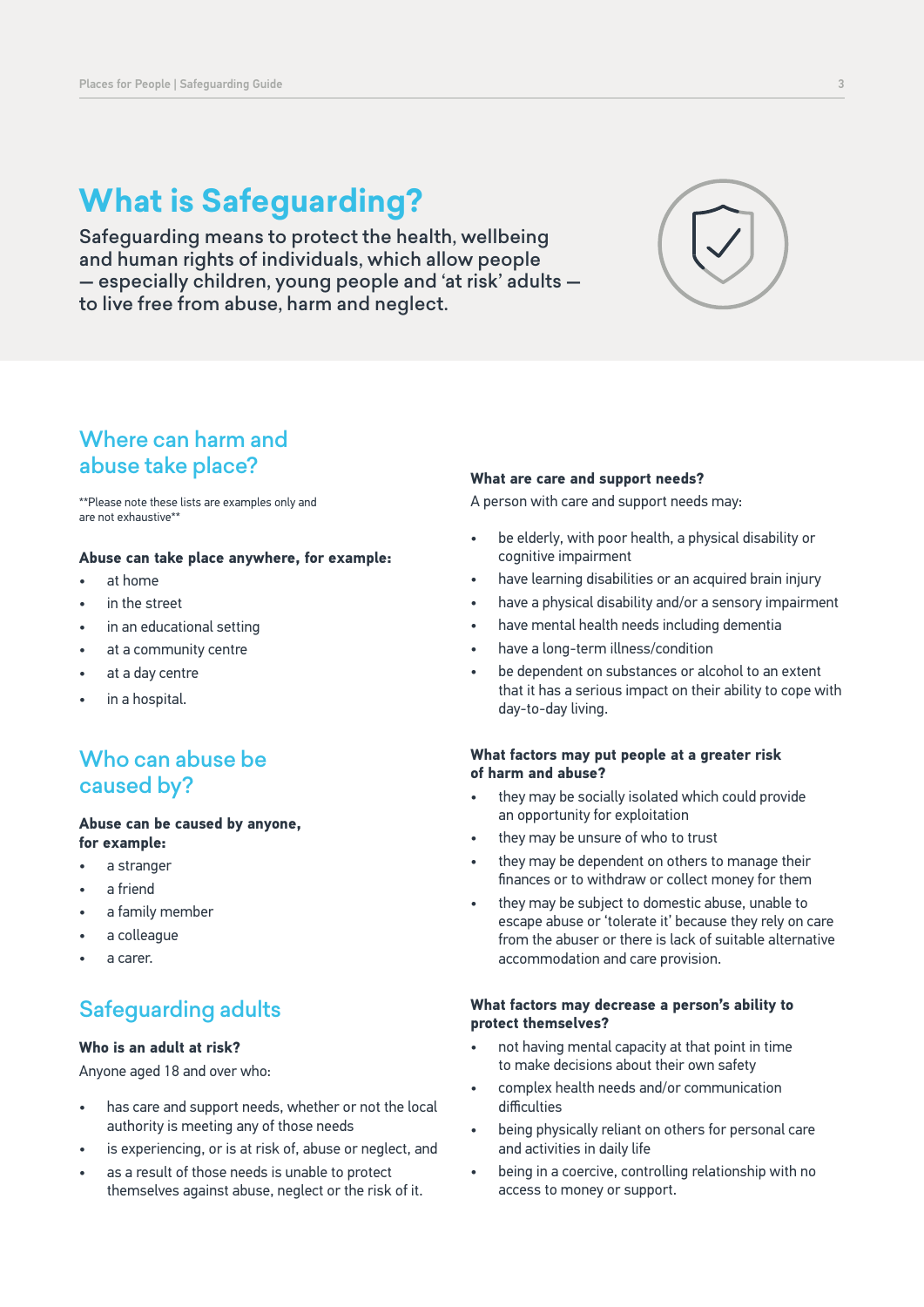# What is Safeguarding?

Safeguarding means to protect the health, wellbeing and human rights of individuals, which allow people — especially children, young people and 'at risk' adults — to live free from abuse, harm and neglect.

## Where can harm and abuse take place?

**Please note these lists are examples only and are not exhaustive**

**Abuse can take place anywhere, for example:**

- at home
- in the street
- in an educational setting
- at a community centre
- at a day centre
- in a hospital.

## Who can abuse be caused by?

**Abuse can be caused by anyone, for example:**

- a stranger
- a friend
- a family member
- a colleague
- a carer.

## Safeguarding adults

**Who is an adult at risk?**

Anyone aged 18 and over who:

- has care and support needs, whether or not the local authority is meeting any of those needs
- is experiencing, or is at risk of, abuse or neglect, and
- as a result of those needs is unable to protect themselves against abuse, neglect or the risk of it.

**What are care and support needs?**

A person with care and support needs may:

- be elderly, with poor health, a physical disability or cognitive impairment
- have learning disabilities or an acquired brain injury
- have a physical disability and/or a sensory impairment
- have mental health needs including dementia
- have a long-term illness/condition
- be dependent on substances or alcohol to an extent that it has a serious impact on their ability to cope with day-to-day living.

**What factors may put people at a greater risk of harm and abuse?**

- they may be socially isolated which could provide an opportunity for exploitation
- they may be unsure of who to trust
- they may be dependent on others to manage their finances or to withdraw or collect money for them
- they may be subject to domestic abuse, unable to escape abuse or 'tolerate it' because they rely on care from the abuser or there is lack of suitable alternative accommodation and care provision.

**What factors may decrease a person's ability to protect themselves?**

- not having mental capacity at that point in time to make decisions about their own safety
- complex health needs and/or communication difficulties
- being physically reliant on others for personal care and activities in daily life
- being in a coercive, controlling relationship with no access to money or support.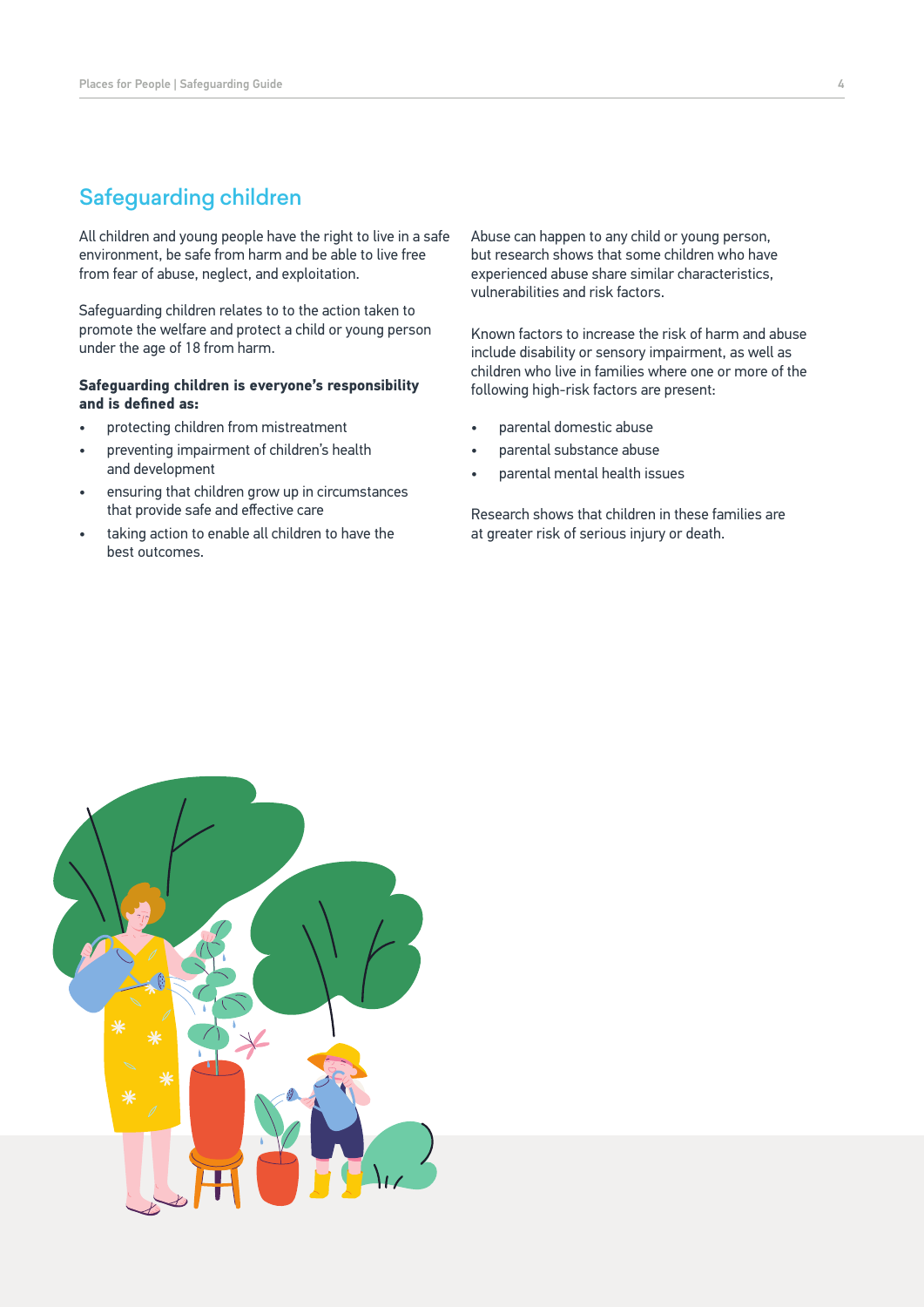## Safeguarding children

All children and young people have the right to live in a safe environment, be safe from harm and be able to live free from fear of abuse, neglect, and exploitation.

Safeguarding children relates to to the action taken to promote the welfare and protect a child or young person under the age of 18 from harm.

**Safeguarding children is everyone's responsibility and is defined as:**

- protecting children from mistreatment
- preventing impairment of children's health and development
- ensuring that children grow up in circumstances that provide safe and effective care
- taking action to enable all children to have the best outcomes.

Abuse can happen to any child or young person, but research shows that some children who have experienced abuse share similar characteristics, vulnerabilities and risk factors.

Known factors to increase the risk of harm and abuse include disability or sensory impairment, as well as children who live in families where one or more of the following high-risk factors are present:

- parental domestic abuse
- parental substance abuse
- parental mental health issues

Research shows that children in these families are at greater risk of serious injury or death.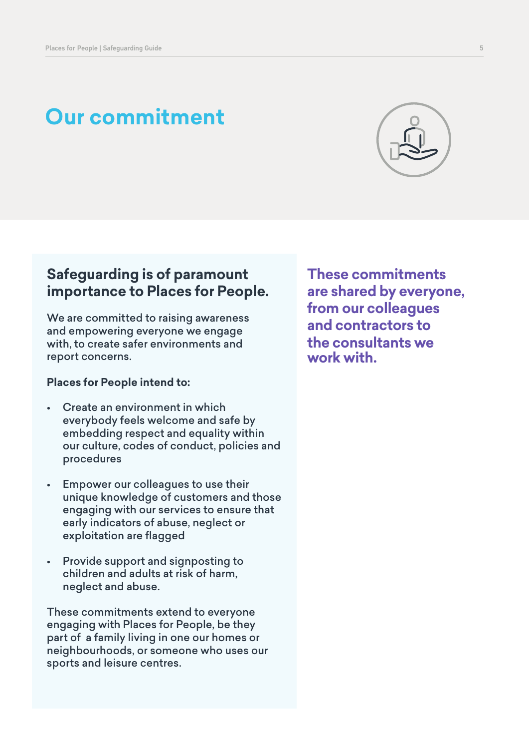# Our commitment

## Safeguarding is of paramount importance to Places for People.

We are committed to raising awareness and empowering everyone we engage with, to create safer environments and report concerns.

**Places for People intend to:**

- Create an environment in which everybody feels welcome and safe by embedding respect and equality within our culture, codes of conduct, policies and procedures
- Empower our colleagues to use their unique knowledge of customers and those engaging with our services to ensure that early indicators of abuse, neglect or exploitation are flagged
- Provide support and signposting to children and adults at risk of harm, neglect and abuse.

These commitments extend to everyone engaging with Places for People, be they part of a family living in one our homes or neighbourhoods, or someone who uses our sports and leisure centres.

**These commitments are shared by everyone, from our colleagues and contractors to the consultants we work with.**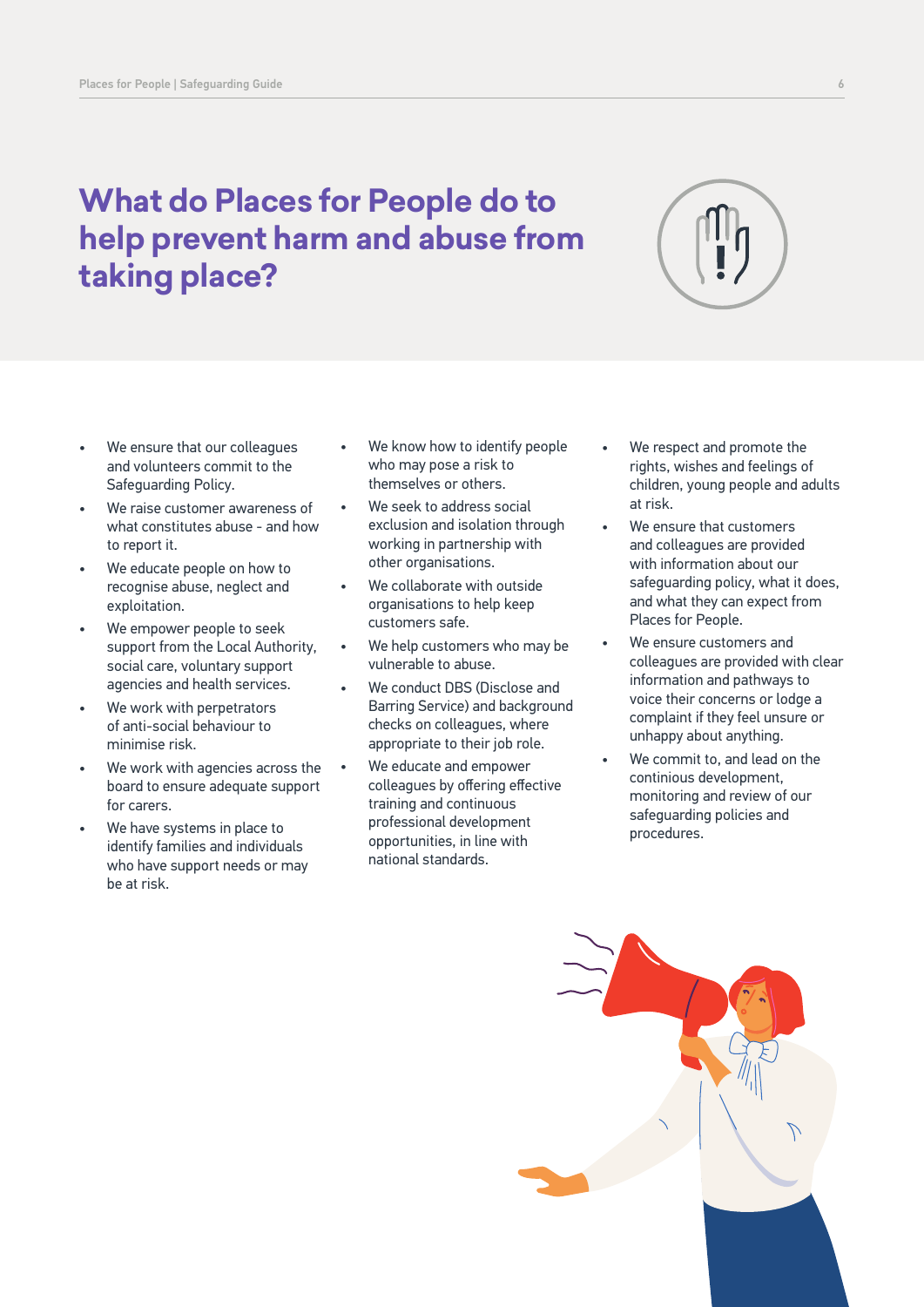# What do Places for People do to help prevent harm and abuse from taking place?

- We ensure that our colleagues and volunteers commit to the Safeguarding Policy.
- We raise customer awareness of what constitutes abuse - and how to report it.
- We educate people on how to recognise abuse, neglect and exploitation.
- We empower people to seek support from the Local Authority, social care, voluntary support agencies and health services.
- We work with perpetrators of anti-social behaviour to minimise risk.
- We work with agencies across the board to ensure adequate support for carers.
- We have systems in place to identify families and individuals who have support needs or may be at risk.
- We know how to identify people who may pose a risk to themselves or others.
- We seek to address social exclusion and isolation through working in partnership with other organisations.
- We collaborate with outside organisations to help keep customers safe.
- We help customers who may be vulnerable to abuse.
- We conduct DBS (Disclose and Barring Service) and background checks on colleagues, where appropriate to their job role.
- We educate and empower colleagues by offering effective training and continuous professional development opportunities, in line with national standards.
- We respect and promote the rights, wishes and feelings of children, young people and adults at risk.
- We ensure that customers and colleagues are provided with information about our safeguarding policy, what it does, and what they can expect from Places for People.
- We ensure customers and colleagues are provided with clear information and pathways to voice their concerns or lodge a complaint if they feel unsure or unhappy about anything.
- We commit to, and lead on the continious development, monitoring and review of our safeguarding policies and procedures.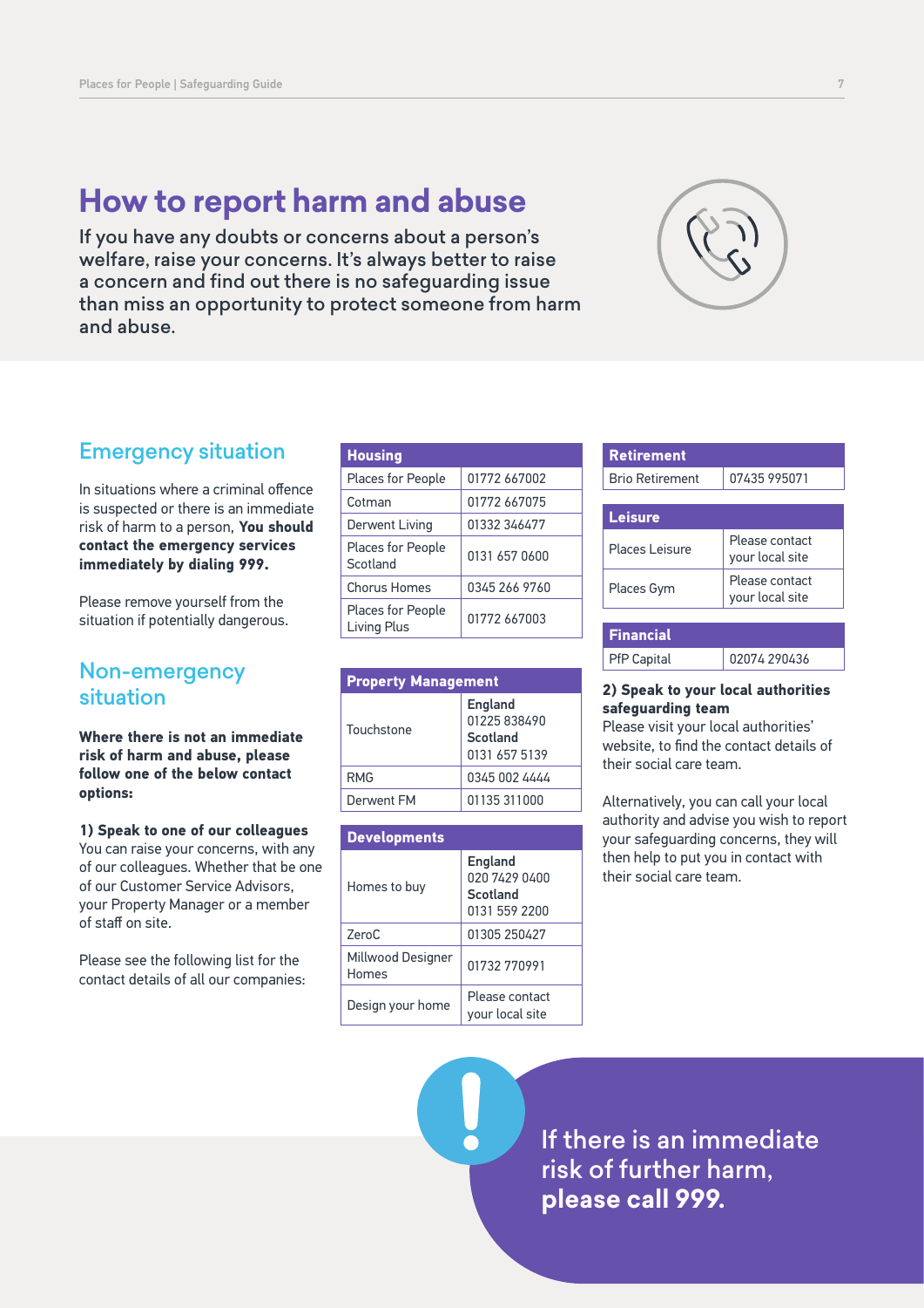# How to report harm and abuse

If you have any doubts or concerns about a person's welfare, raise your concerns. It's always better to raise a concern and find out there is no safeguarding issue than miss an opportunity to protect someone from harm and abuse.

## Emergency situation

In situations where a criminal offence is suspected or there is an immediate risk of harm to a person, **You should contact the emergency services immediately by dialing 999.**

Please remove yourself from the situation if potentially dangerous.

## Non-emergency situation

**Where there is not an immediate risk of harm and abuse, please follow one of the below contact options:**

**1) Speak to one of our colleagues**
You can raise your concerns, with any of our colleagues. Whether that be one of our Customer Service Advisors, your Property Manager or a member of staff on site.

Please see the following list for the contact details of all our companies:

| Housing | |
|---|---|
| Places for People | 01772 667002 |
| Cotman | 01772 667075 |
| Derwent Living | 01332 346477 |
| Places for People Scotland | 0131 657 0600 |
| Chorus Homes | 0345 266 9760 |
| Places for People Living Plus | 01772 667003 |

| Property Management | |
|---|---|
| Touchstone | **England** 01225 838490 **Scotland** 0131 657 5139 |
| RMG | 0345 002 4444 |
| Derwent FM | 01135 311000 |

| Developments | |
|---|---|
| Homes to buy | **England** 020 7429 0400 **Scotland** 0131 559 2200 |
| ZeroC | 01305 250427 |
| Millwood Designer Homes | 01732 770991 |
| Design your home | Please contact your local site |

| Retirement | |
|---|---|
| Brio Retirement | 07435 995071 |

| Leisure | |
|---|---|
| Places Leisure | Please contact your local site |
| Places Gym | Please contact your local site |

| Financial | |
|---|---|
| PfP Capital | 02074 290436 |

**2) Speak to your local authorities safeguarding team**
Please visit your local authorities' website, to find the contact details of their social care team.

Alternatively, you can call your local authority and advise you wish to report your safeguarding concerns, they will then help to put you in contact with their social care team.

If there is an immediate risk of further harm, **please call 999.**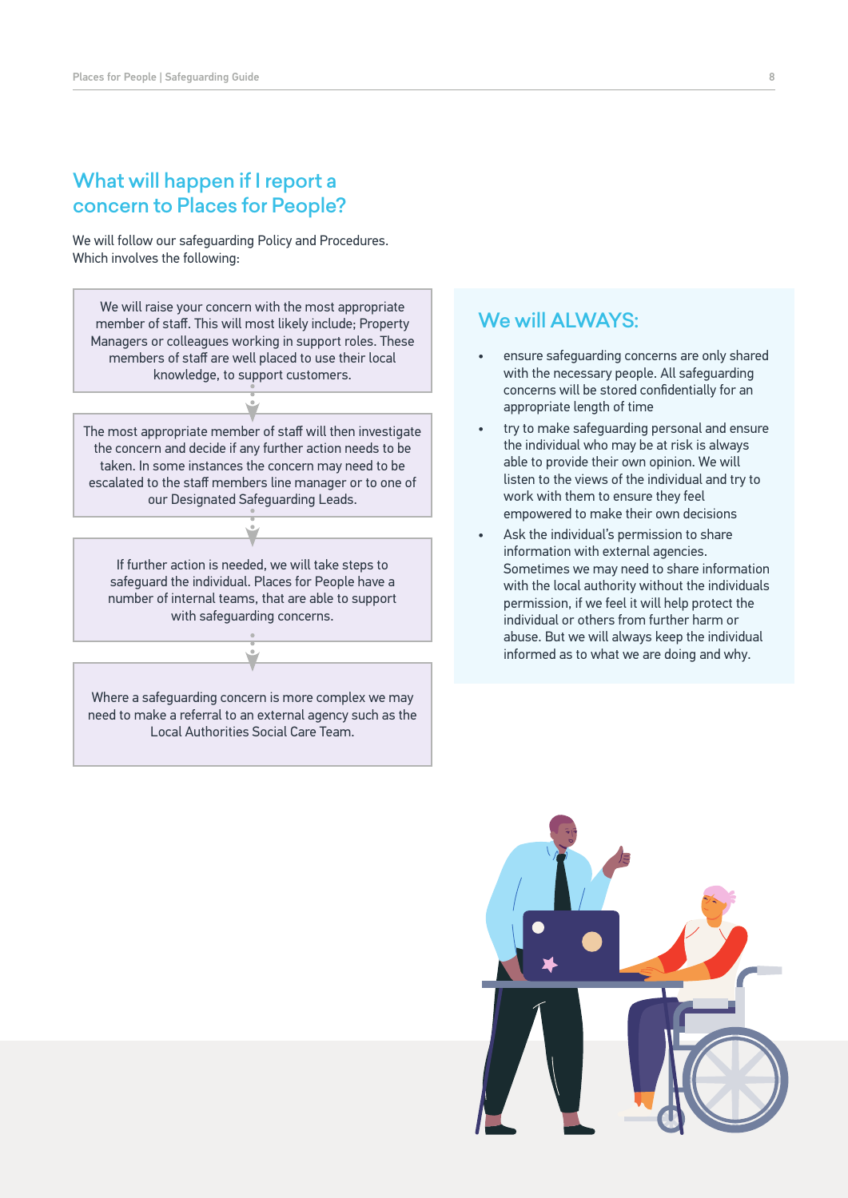## What will happen if I report a concern to Places for People?

We will follow our safeguarding Policy and Procedures. Which involves the following:

We will raise your concern with the most appropriate member of staff. This will most likely include; Property Managers or colleagues working in support roles. These members of staff are well placed to use their local knowledge, to support customers.

The most appropriate member of staff will then investigate the concern and decide if any further action needs to be taken. In some instances the concern may need to be escalated to the staff members line manager or to one of our Designated Safeguarding Leads.

If further action is needed, we will take steps to safeguard the individual. Places for People have a number of internal teams, that are able to support with safeguarding concerns.

Where a safeguarding concern is more complex we may need to make a referral to an external agency such as the Local Authorities Social Care Team.

### We will ALWAYS:

- ensure safeguarding concerns are only shared with the necessary people. All safeguarding concerns will be stored confidentially for an appropriate length of time
- try to make safeguarding personal and ensure the individual who may be at risk is always able to provide their own opinion. We will listen to the views of the individual and try to work with them to ensure they feel empowered to make their own decisions
- Ask the individual's permission to share information with external agencies. Sometimes we may need to share information with the local authority without the individuals permission, if we feel it will help protect the individual or others from further harm or abuse. But we will always keep the individual informed as to what we are doing and why.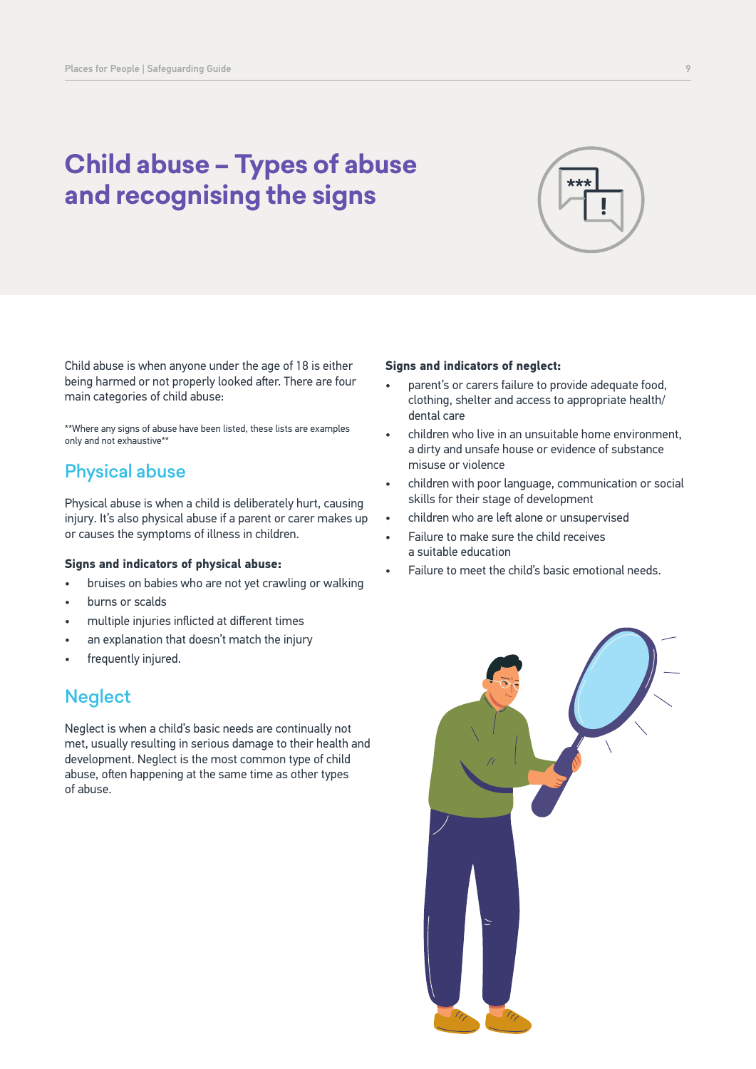# Child abuse – Types of abuse and recognising the signs

Child abuse is when anyone under the age of 18 is either being harmed or not properly looked after. There are four main categories of child abuse:

**Where any signs of abuse have been listed, these lists are examples only and not exhaustive**

## Physical abuse

Physical abuse is when a child is deliberately hurt, causing injury. It's also physical abuse if a parent or carer makes up or causes the symptoms of illness in children.

**Signs and indicators of physical abuse:**

- bruises on babies who are not yet crawling or walking
- burns or scalds
- multiple injuries inflicted at different times
- an explanation that doesn't match the injury
- frequently injured.

## Neglect

Neglect is when a child's basic needs are continually not met, usually resulting in serious damage to their health and development. Neglect is the most common type of child abuse, often happening at the same time as other types of abuse.

**Signs and indicators of neglect:**

- parent's or carers failure to provide adequate food, clothing, shelter and access to appropriate health/dental care
- children who live in an unsuitable home environment, a dirty and unsafe house or evidence of substance misuse or violence
- children with poor language, communication or social skills for their stage of development
- children who are left alone or unsupervised
- Failure to make sure the child receives a suitable education
- Failure to meet the child's basic emotional needs.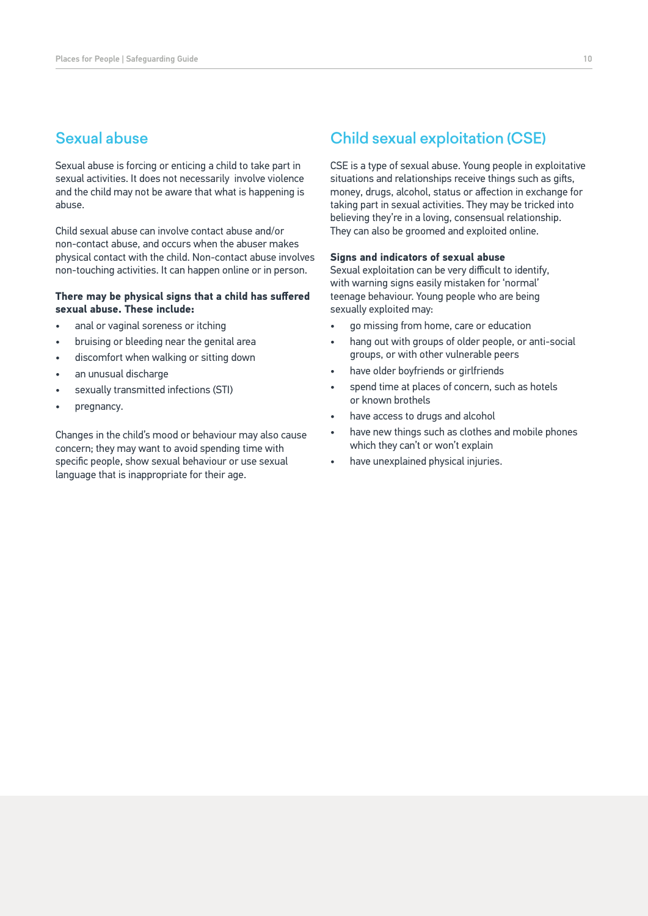## Sexual abuse

Sexual abuse is forcing or enticing a child to take part in sexual activities. It does not necessarily involve violence and the child may not be aware that what is happening is abuse.

Child sexual abuse can involve contact abuse and/or non-contact abuse, and occurs when the abuser makes physical contact with the child. Non-contact abuse involves non-touching activities. It can happen online or in person.

**There may be physical signs that a child has suffered sexual abuse. These include:**

- anal or vaginal soreness or itching
- bruising or bleeding near the genital area
- discomfort when walking or sitting down
- an unusual discharge
- sexually transmitted infections (STI)
- pregnancy.

Changes in the child's mood or behaviour may also cause concern; they may want to avoid spending time with specific people, show sexual behaviour or use sexual language that is inappropriate for their age.

## Child sexual exploitation (CSE)

CSE is a type of sexual abuse. Young people in exploitative situations and relationships receive things such as gifts, money, drugs, alcohol, status or affection in exchange for taking part in sexual activities. They may be tricked into believing they're in a loving, consensual relationship. They can also be groomed and exploited online.

**Signs and indicators of sexual abuse**
Sexual exploitation can be very difficult to identify, with warning signs easily mistaken for 'normal' teenage behaviour. Young people who are being sexually exploited may:

- go missing from home, care or education
- hang out with groups of older people, or anti-social groups, or with other vulnerable peers
- have older boyfriends or girlfriends
- spend time at places of concern, such as hotels or known brothels
- have access to drugs and alcohol
- have new things such as clothes and mobile phones which they can't or won't explain
- have unexplained physical injuries.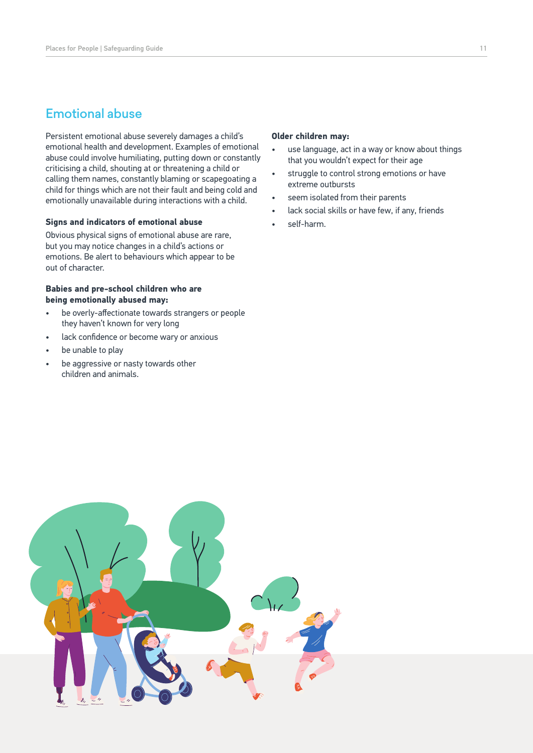## Emotional abuse

Persistent emotional abuse severely damages a child's emotional health and development. Examples of emotional abuse could involve humiliating, putting down or constantly criticising a child, shouting at or threatening a child or calling them names, constantly blaming or scapegoating a child for things which are not their fault and being cold and emotionally unavailable during interactions with a child.

### Signs and indicators of emotional abuse

Obvious physical signs of emotional abuse are rare, but you may notice changes in a child's actions or emotions. Be alert to behaviours which appear to be out of character.

**Babies and pre-school children who are being emotionally abused may:**

- be overly-affectionate towards strangers or people they haven't known for very long
- lack confidence or become wary or anxious
- be unable to play
- be aggressive or nasty towards other children and animals.

**Older children may:**

- use language, act in a way or know about things that you wouldn't expect for their age
- struggle to control strong emotions or have extreme outbursts
- seem isolated from their parents
- lack social skills or have few, if any, friends
- self-harm.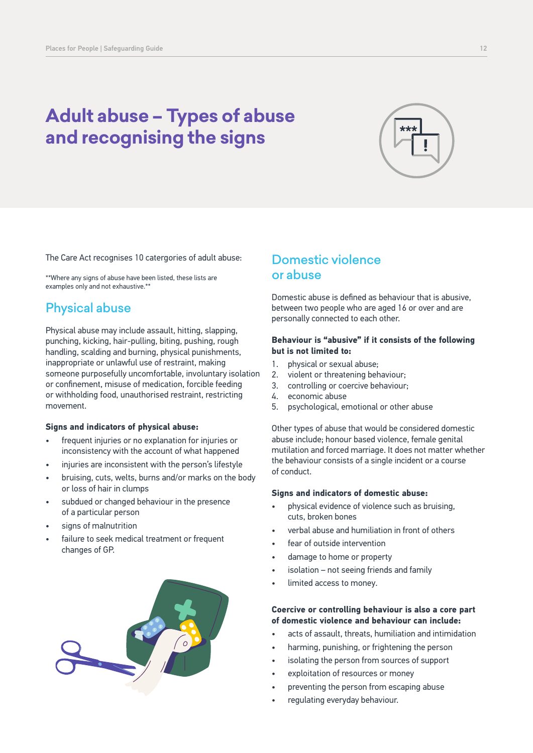# Adult abuse – Types of abuse and recognising the signs

The Care Act recognises 10 catergories of adult abuse:

**Where any signs of abuse have been listed, these lists are examples only and not exhaustive.**

## Physical abuse

Physical abuse may include assault, hitting, slapping, punching, kicking, hair-pulling, biting, pushing, rough handling, scalding and burning, physical punishments, inappropriate or unlawful use of restraint, making someone purposefully uncomfortable, involuntary isolation or confinement, misuse of medication, forcible feeding or withholding food, unauthorised restraint, restricting movement.

**Signs and indicators of physical abuse:**

- frequent injuries or no explanation for injuries or inconsistency with the account of what happened
- injuries are inconsistent with the person's lifestyle
- bruising, cuts, welts, burns and/or marks on the body or loss of hair in clumps
- subdued or changed behaviour in the presence of a particular person
- signs of malnutrition
- failure to seek medical treatment or frequent changes of GP.

## Domestic violence or abuse

Domestic abuse is defined as behaviour that is abusive, between two people who are aged 16 or over and are personally connected to each other.

**Behaviour is "abusive" if it consists of the following but is not limited to:**

1. physical or sexual abuse;
2. violent or threatening behaviour;
3. controlling or coercive behaviour;
4. economic abuse
5. psychological, emotional or other abuse

Other types of abuse that would be considered domestic abuse include; honour based violence, female genital mutilation and forced marriage. It does not matter whether the behaviour consists of a single incident or a course of conduct.

**Signs and indicators of domestic abuse:**

- physical evidence of violence such as bruising, cuts, broken bones
- verbal abuse and humiliation in front of others
- fear of outside intervention
- damage to home or property
- isolation – not seeing friends and family
- limited access to money.

**Coercive or controlling behaviour is also a core part of domestic violence and behaviour can include:**

- acts of assault, threats, humiliation and intimidation
- harming, punishing, or frightening the person
- isolating the person from sources of support
- exploitation of resources or money
- preventing the person from escaping abuse
- regulating everyday behaviour.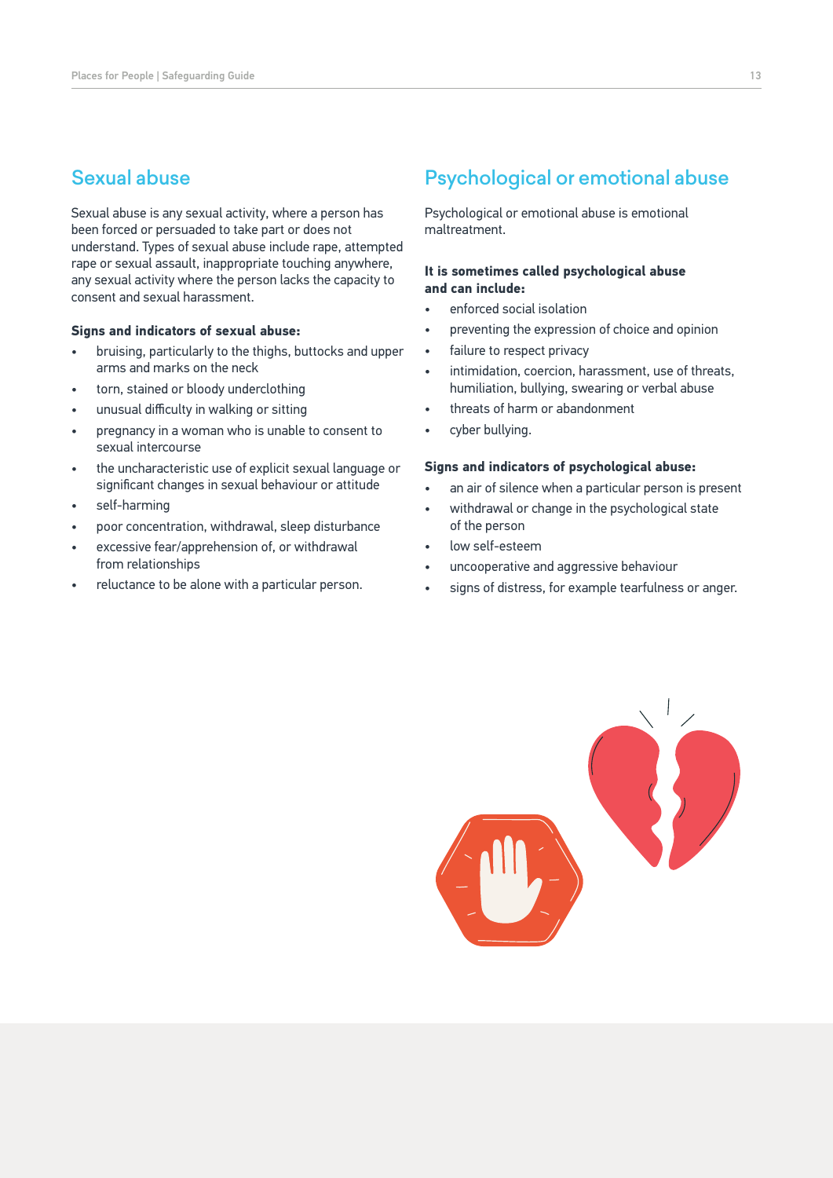## Sexual abuse

Sexual abuse is any sexual activity, where a person has been forced or persuaded to take part or does not understand. Types of sexual abuse include rape, attempted rape or sexual assault, inappropriate touching anywhere, any sexual activity where the person lacks the capacity to consent and sexual harassment.

**Signs and indicators of sexual abuse:**

- bruising, particularly to the thighs, buttocks and upper arms and marks on the neck
- torn, stained or bloody underclothing
- unusual difficulty in walking or sitting
- pregnancy in a woman who is unable to consent to sexual intercourse
- the uncharacteristic use of explicit sexual language or significant changes in sexual behaviour or attitude
- self-harming
- poor concentration, withdrawal, sleep disturbance
- excessive fear/apprehension of, or withdrawal from relationships
- reluctance to be alone with a particular person.

## Psychological or emotional abuse

Psychological or emotional abuse is emotional maltreatment.

**It is sometimes called psychological abuse and can include:**

- enforced social isolation
- preventing the expression of choice and opinion
- failure to respect privacy
- intimidation, coercion, harassment, use of threats, humiliation, bullying, swearing or verbal abuse
- threats of harm or abandonment
- cyber bullying.

**Signs and indicators of psychological abuse:**

- an air of silence when a particular person is present
- withdrawal or change in the psychological state of the person
- low self-esteem
- uncooperative and aggressive behaviour
- signs of distress, for example tearfulness or anger.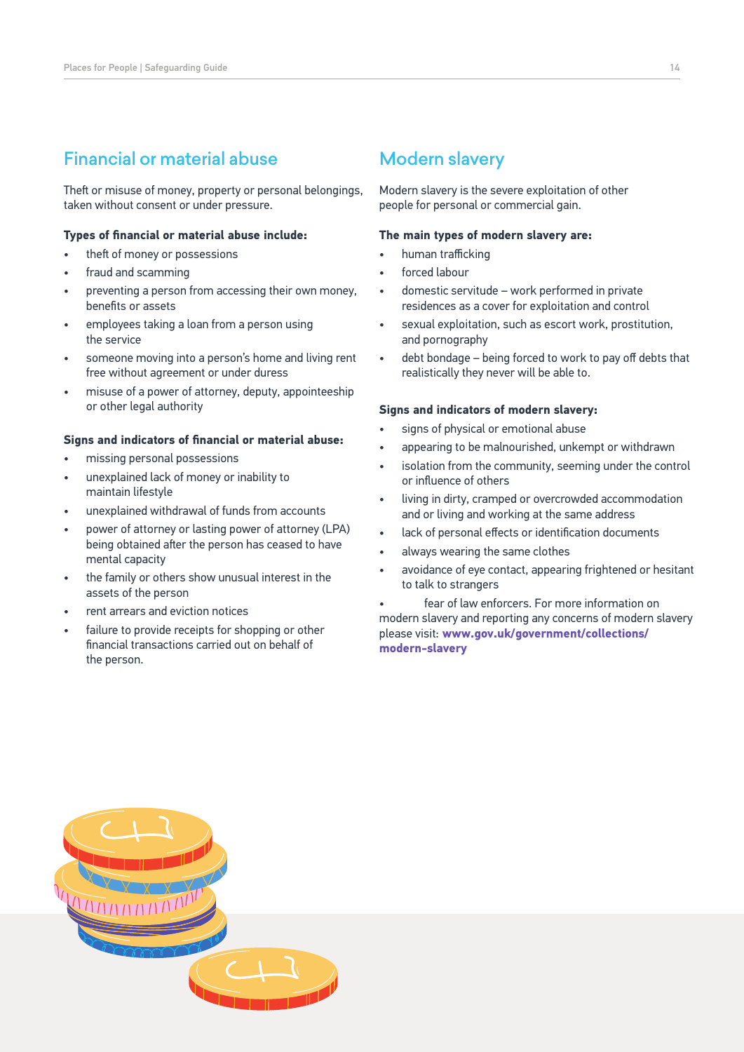## Financial or material abuse

Theft or misuse of money, property or personal belongings, taken without consent or under pressure.

**Types of financial or material abuse include:**

- theft of money or possessions
- fraud and scamming
- preventing a person from accessing their own money, benefits or assets
- employees taking a loan from a person using the service
- someone moving into a person's home and living rent free without agreement or under duress
- misuse of a power of attorney, deputy, appointeeship or other legal authority

**Signs and indicators of financial or material abuse:**

- missing personal possessions
- unexplained lack of money or inability to maintain lifestyle
- unexplained withdrawal of funds from accounts
- power of attorney or lasting power of attorney (LPA) being obtained after the person has ceased to have mental capacity
- the family or others show unusual interest in the assets of the person
- rent arrears and eviction notices
- failure to provide receipts for shopping or other financial transactions carried out on behalf of the person.

## Modern slavery

Modern slavery is the severe exploitation of other people for personal or commercial gain.

**The main types of modern slavery are:**

- human trafficking
- forced labour
- domestic servitude – work performed in private residences as a cover for exploitation and control
- sexual exploitation, such as escort work, prostitution, and pornography
- debt bondage – being forced to work to pay off debts that realistically they never will be able to.

**Signs and indicators of modern slavery:**

- signs of physical or emotional abuse
- appearing to be malnourished, unkempt or withdrawn
- isolation from the community, seeming under the control or influence of others
- living in dirty, cramped or overcrowded accommodation and or living and working at the same address
- lack of personal effects or identification documents
- always wearing the same clothes
- avoidance of eye contact, appearing frightened or hesitant to talk to strangers
- fear of law enforcers. For more information on modern slavery and reporting any concerns of modern slavery please visit: **www.gov.uk/government/collections/modern-slavery**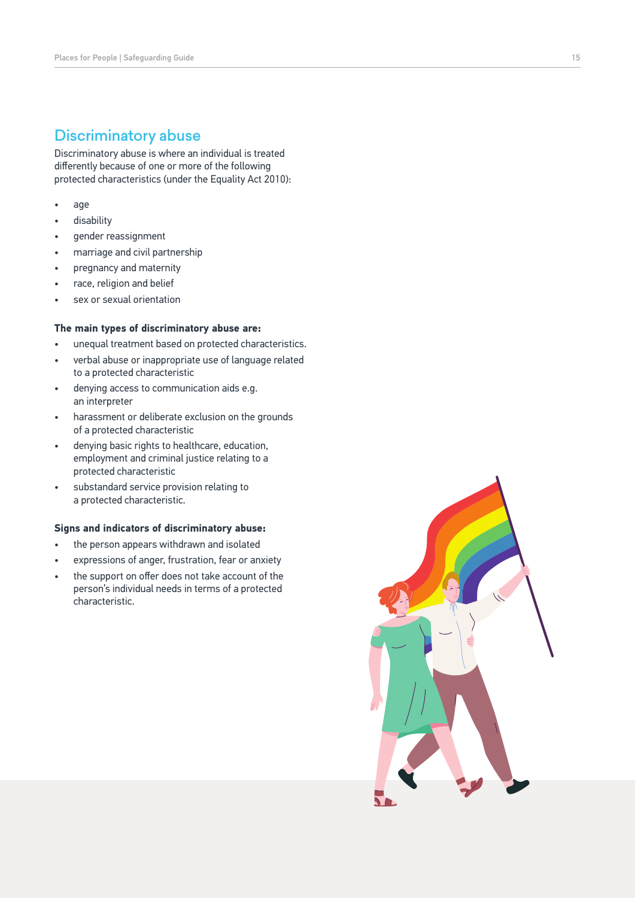## Discriminatory abuse

Discriminatory abuse is where an individual is treated differently because of one or more of the following protected characteristics (under the Equality Act 2010):

- age
- disability
- gender reassignment
- marriage and civil partnership
- pregnancy and maternity
- race, religion and belief
- sex or sexual orientation

**The main types of discriminatory abuse are:**

- unequal treatment based on protected characteristics.
- verbal abuse or inappropriate use of language related to a protected characteristic
- denying access to communication aids e.g. an interpreter
- harassment or deliberate exclusion on the grounds of a protected characteristic
- denying basic rights to healthcare, education, employment and criminal justice relating to a protected characteristic
- substandard service provision relating to a protected characteristic.

**Signs and indicators of discriminatory abuse:**

- the person appears withdrawn and isolated
- expressions of anger, frustration, fear or anxiety
- the support on offer does not take account of the person's individual needs in terms of a protected characteristic.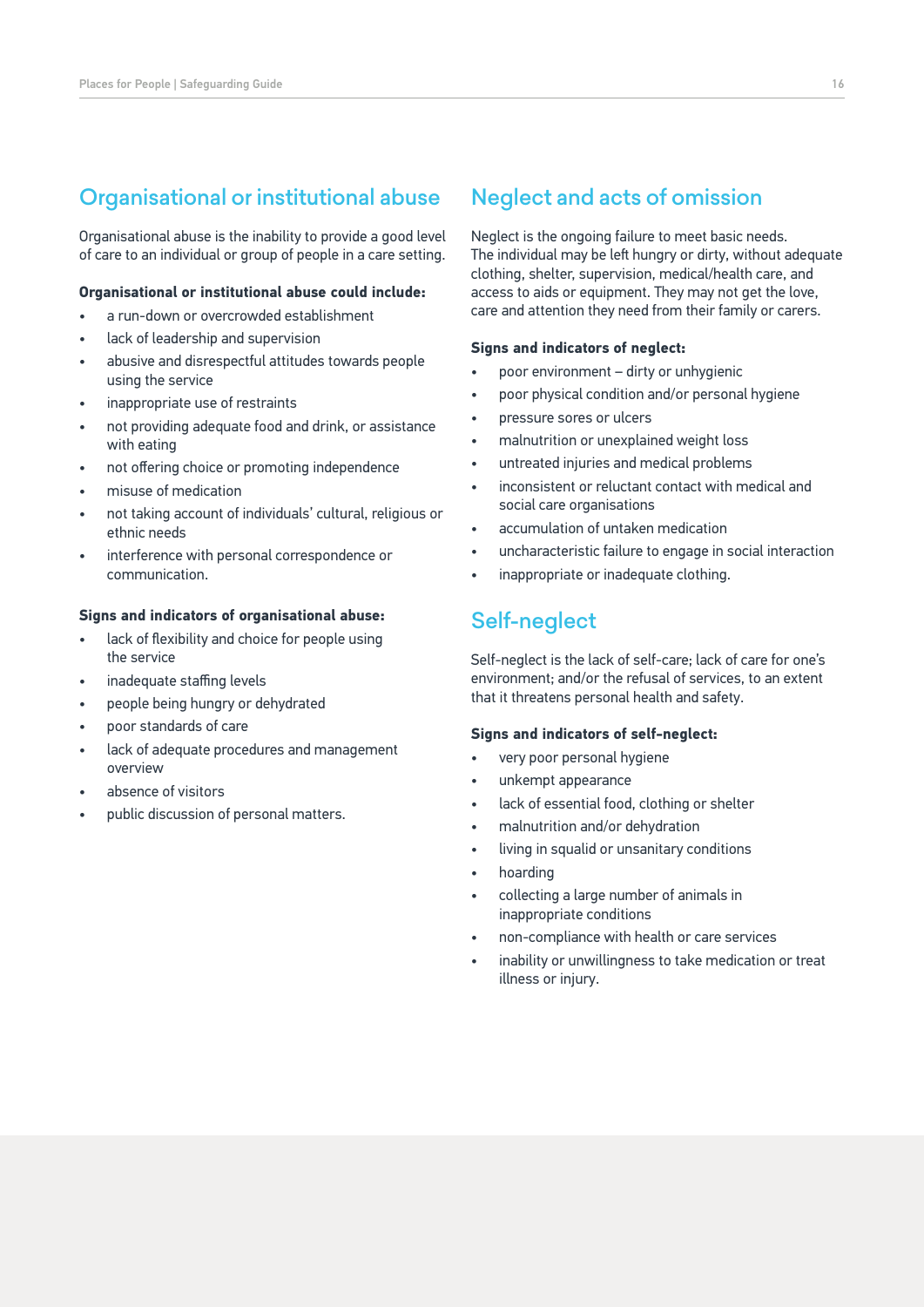## Organisational or institutional abuse

Organisational abuse is the inability to provide a good level of care to an individual or group of people in a care setting.

**Organisational or institutional abuse could include:**

- a run-down or overcrowded establishment
- lack of leadership and supervision
- abusive and disrespectful attitudes towards people using the service
- inappropriate use of restraints
- not providing adequate food and drink, or assistance with eating
- not offering choice or promoting independence
- misuse of medication
- not taking account of individuals' cultural, religious or ethnic needs
- interference with personal correspondence or communication.

**Signs and indicators of organisational abuse:**

- lack of flexibility and choice for people using the service
- inadequate staffing levels
- people being hungry or dehydrated
- poor standards of care
- lack of adequate procedures and management overview
- absence of visitors
- public discussion of personal matters.

## Neglect and acts of omission

Neglect is the ongoing failure to meet basic needs. The individual may be left hungry or dirty, without adequate clothing, shelter, supervision, medical/health care, and access to aids or equipment. They may not get the love, care and attention they need from their family or carers.

**Signs and indicators of neglect:**

- poor environment – dirty or unhygienic
- poor physical condition and/or personal hygiene
- pressure sores or ulcers
- malnutrition or unexplained weight loss
- untreated injuries and medical problems
- inconsistent or reluctant contact with medical and social care organisations
- accumulation of untaken medication
- uncharacteristic failure to engage in social interaction
- inappropriate or inadequate clothing.

## Self-neglect

Self-neglect is the lack of self-care; lack of care for one's environment; and/or the refusal of services, to an extent that it threatens personal health and safety.

**Signs and indicators of self-neglect:**

- very poor personal hygiene
- unkempt appearance
- lack of essential food, clothing or shelter
- malnutrition and/or dehydration
- living in squalid or unsanitary conditions
- hoarding
- collecting a large number of animals in inappropriate conditions
- non-compliance with health or care services
- inability or unwillingness to take medication or treat illness or injury.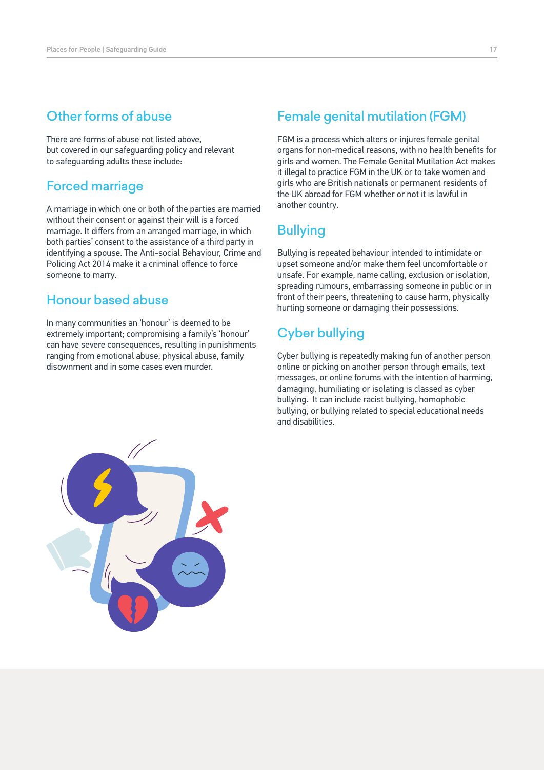## Other forms of abuse

There are forms of abuse not listed above, but covered in our safeguarding policy and relevant to safeguarding adults these include:

## Forced marriage

A marriage in which one or both of the parties are married without their consent or against their will is a forced marriage. It differs from an arranged marriage, in which both parties' consent to the assistance of a third party in identifying a spouse. The Anti-social Behaviour, Crime and Policing Act 2014 make it a criminal offence to force someone to marry.

## Honour based abuse

In many communities an 'honour' is deemed to be extremely important; compromising a family's 'honour' can have severe consequences, resulting in punishments ranging from emotional abuse, physical abuse, family disownment and in some cases even murder.

## Female genital mutilation (FGM)

FGM is a process which alters or injures female genital organs for non-medical reasons, with no health benefits for girls and women. The Female Genital Mutilation Act makes it illegal to practice FGM in the UK or to take women and girls who are British nationals or permanent residents of the UK abroad for FGM whether or not it is lawful in another country.

## Bullying

Bullying is repeated behaviour intended to intimidate or upset someone and/or make them feel uncomfortable or unsafe. For example, name calling, exclusion or isolation, spreading rumours, embarrassing someone in public or in front of their peers, threatening to cause harm, physically hurting someone or damaging their possessions.

## Cyber bullying

Cyber bullying is repeatedly making fun of another person online or picking on another person through emails, text messages, or online forums with the intention of harming, damaging, humiliating or isolating is classed as cyber bullying. It can include racist bullying, homophobic bullying, or bullying related to special educational needs and disabilities.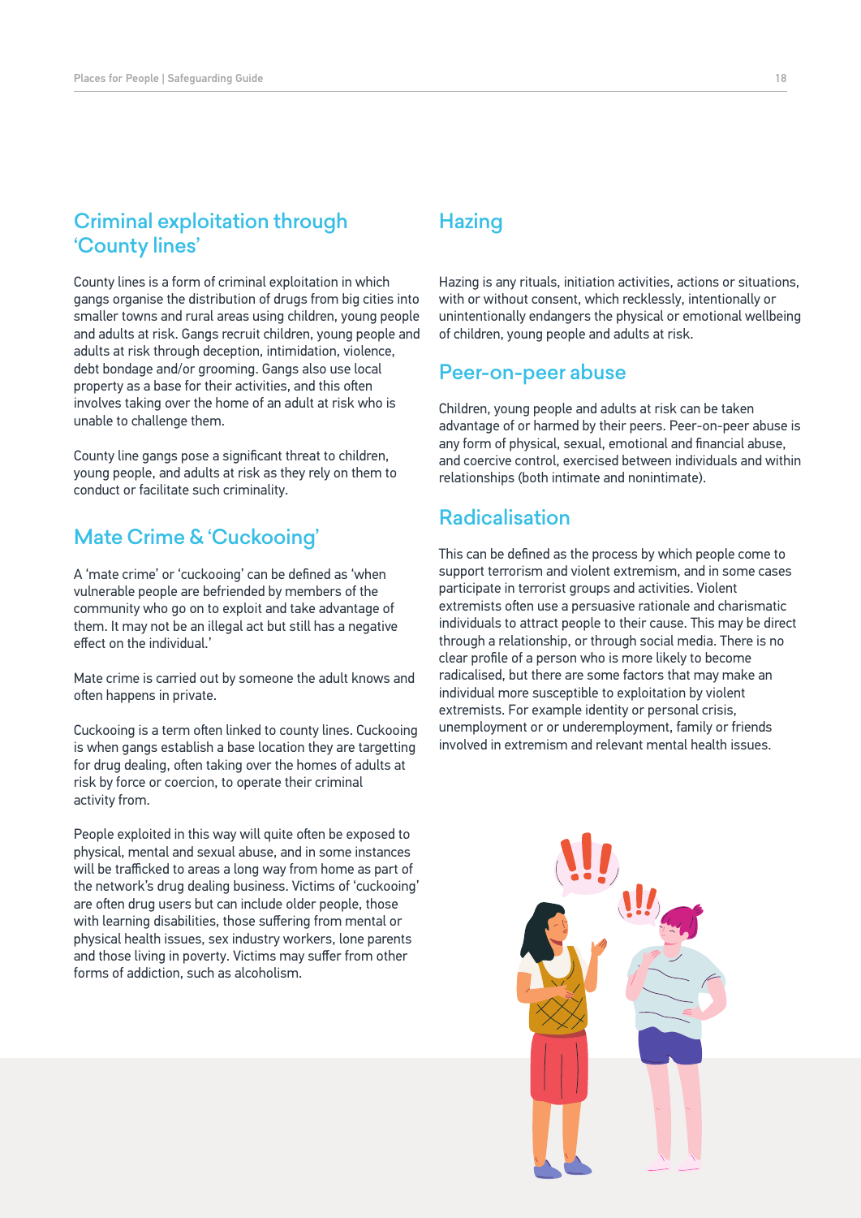## Criminal exploitation through 'County lines'

County lines is a form of criminal exploitation in which gangs organise the distribution of drugs from big cities into smaller towns and rural areas using children, young people and adults at risk. Gangs recruit children, young people and adults at risk through deception, intimidation, violence, debt bondage and/or grooming. Gangs also use local property as a base for their activities, and this often involves taking over the home of an adult at risk who is unable to challenge them.

County line gangs pose a significant threat to children, young people, and adults at risk as they rely on them to conduct or facilitate such criminality.

## Mate Crime & 'Cuckooing'

A 'mate crime' or 'cuckooing' can be defined as 'when vulnerable people are befriended by members of the community who go on to exploit and take advantage of them. It may not be an illegal act but still has a negative effect on the individual.'

Mate crime is carried out by someone the adult knows and often happens in private.

Cuckooing is a term often linked to county lines. Cuckooing is when gangs establish a base location they are targetting for drug dealing, often taking over the homes of adults at risk by force or coercion, to operate their criminal activity from.

People exploited in this way will quite often be exposed to physical, mental and sexual abuse, and in some instances will be trafficked to areas a long way from home as part of the network's drug dealing business. Victims of 'cuckooing' are often drug users but can include older people, those with learning disabilities, those suffering from mental or physical health issues, sex industry workers, lone parents and those living in poverty. Victims may suffer from other forms of addiction, such as alcoholism.

## Hazing

Hazing is any rituals, initiation activities, actions or situations, with or without consent, which recklessly, intentionally or unintentionally endangers the physical or emotional wellbeing of children, young people and adults at risk.

## Peer-on-peer abuse

Children, young people and adults at risk can be taken advantage of or harmed by their peers. Peer-on-peer abuse is any form of physical, sexual, emotional and financial abuse, and coercive control, exercised between individuals and within relationships (both intimate and nonintimate).

## Radicalisation

This can be defined as the process by which people come to support terrorism and violent extremism, and in some cases participate in terrorist groups and activities. Violent extremists often use a persuasive rationale and charismatic individuals to attract people to their cause. This may be direct through a relationship, or through social media. There is no clear profile of a person who is more likely to become radicalised, but there are some factors that may make an individual more susceptible to exploitation by violent extremists. For example identity or personal crisis, unemployment or or underemployment, family or friends involved in extremism and relevant mental health issues.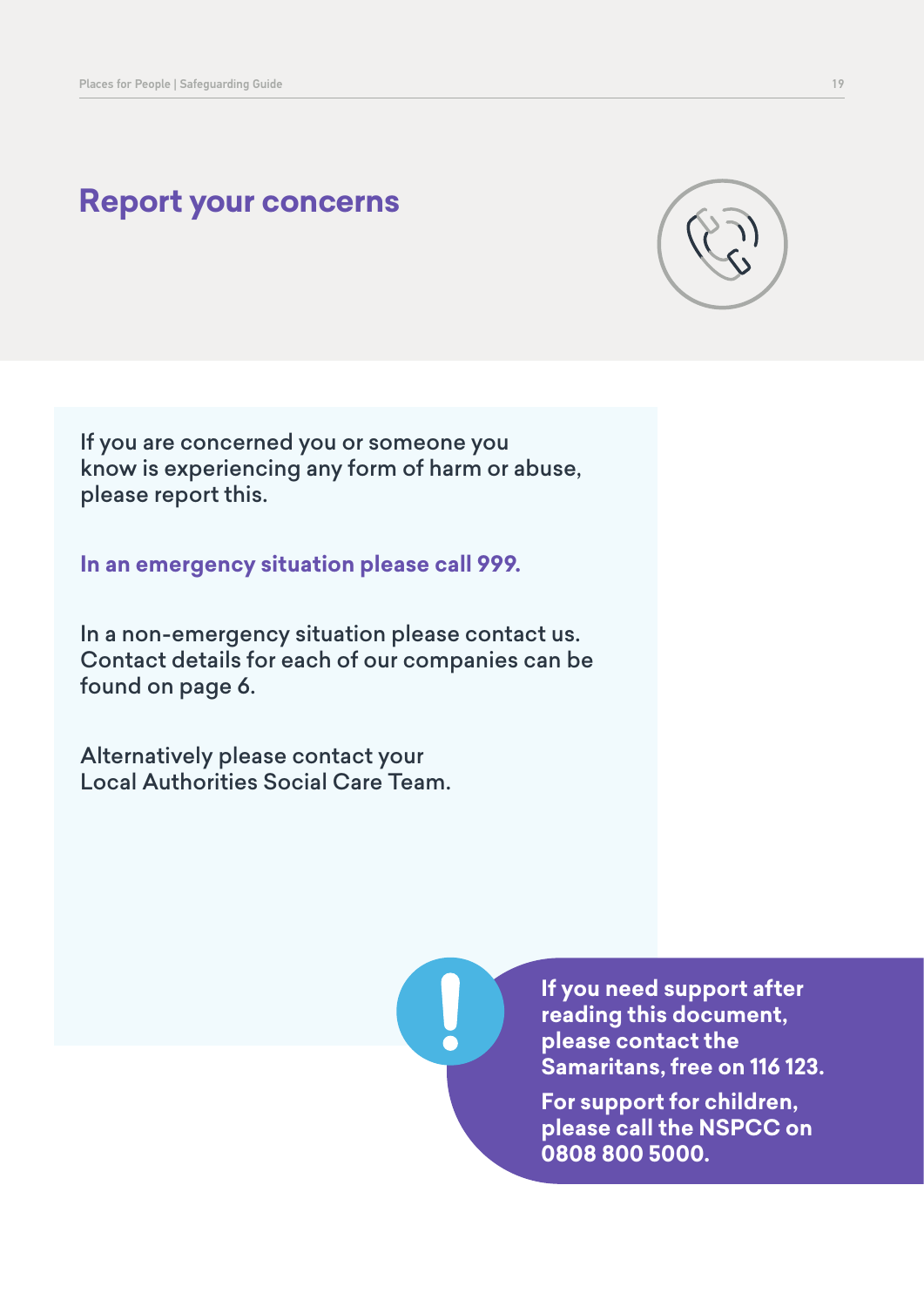# Report your concerns

If you are concerned you or someone you know is experiencing any form of harm or abuse, please report this.

**In an emergency situation please call 999.**

In a non-emergency situation please contact us. Contact details for each of our companies can be found on page 6.

Alternatively please contact your Local Authorities Social Care Team.

**If you need support after reading this document, please contact the Samaritans, free on 116 123.**

**For support for children, please call the NSPCC on 0808 800 5000.**